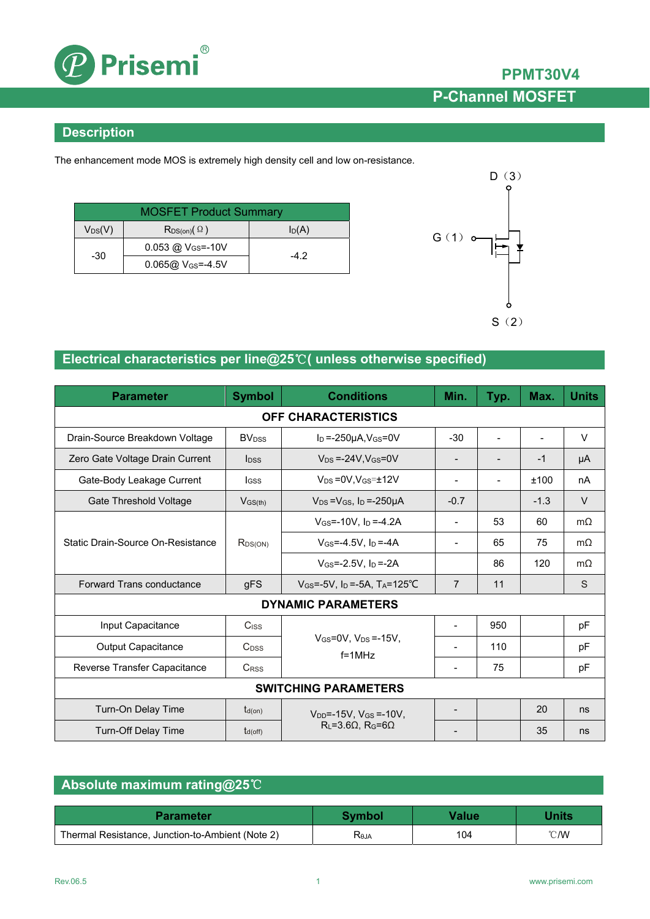# PPMT30V4

## P-Channel MOSFET

## Description

The enhancement mode MOS is extremely high density cell and low on-resistance.

| MOSFET Product Summary | | |
|---|---|---|
| $V_{DS}$(V) | $R_{DS(on)}$(Ω) | $I_D$(A) |
| -30 | 0.053 @ $V_{GS}$=-10V | -4.2 |
| | 0.065@ $V_{GS}$=-4.5V | |

D（3）

G（1）

S（2）

## Electrical characteristics per line@25℃( unless otherwise specified)

| Parameter | Symbol | Conditions | Min. | Typ. | Max. | Units |
|---|---|---|---|---|---|---|
| **OFF CHARACTERISTICS** | | | | | | |
| Drain-Source Breakdown Voltage | $BV_{DSS}$ | $I_D$ =-250μA,$V_{GS}$=0V | -30 | - | - | V |
| Zero Gate Voltage Drain Current | $I_{DSS}$ | $V_{DS}$ =-24V,$V_{GS}$=0V | - | - | -1 | μA |
| Gate-Body Leakage Current | $I_{GSS}$ | $V_{DS}$ =0V,$V_{GS}$=±12V | - | - | ±100 | nA |
| Gate Threshold Voltage | $V_{GS(th)}$ | $V_{DS}$ =$V_{GS}$, $I_D$ =-250μA | -0.7 | | -1.3 | V |
| Static Drain-Source On-Resistance | $R_{DS(ON)}$ | $V_{GS}$=-10V, $I_D$ =-4.2A | - | 53 | 60 | mΩ |
| | | $V_{GS}$=-4.5V, $I_D$ =-4A | - | 65 | 75 | mΩ |
| | | $V_{GS}$=-2.5V, $I_D$ =-2A | | 86 | 120 | mΩ |
| Forward Trans conductance | gFS | $V_{GS}$=-5V, $I_D$ =-5A, $T_A$=125℃ | 7 | 11 | | S |
| **DYNAMIC PARAMETERS** | | | | | | |
| Input Capacitance | $C_{ISS}$ | $V_{GS}$=0V, $V_{DS}$ =-15V, f=1MHz | - | 950 | | pF |
| Output Capacitance | $C_{OSS}$ | | - | 110 | | pF |
| Reverse Transfer Capacitance | $C_{RSS}$ | | - | 75 | | pF |
| **SWITCHING PARAMETERS** | | | | | | |
| Turn-On Delay Time | $t_{d(on)}$ | $V_{DD}$=-15V, $V_{GS}$ =-10V, $R_L$=3.6Ω, $R_G$=6Ω | - | | 20 | ns |
| Turn-Off Delay Time | $t_{d(off)}$ | | - | | 35 | ns |

## Absolute maximum rating@25℃

| Parameter | Symbol | Value | Units |
|---|---|---|---|
| Thermal Resistance, Junction-to-Ambient (Note 2) | $R_{θJA}$ | 104 | ℃/W |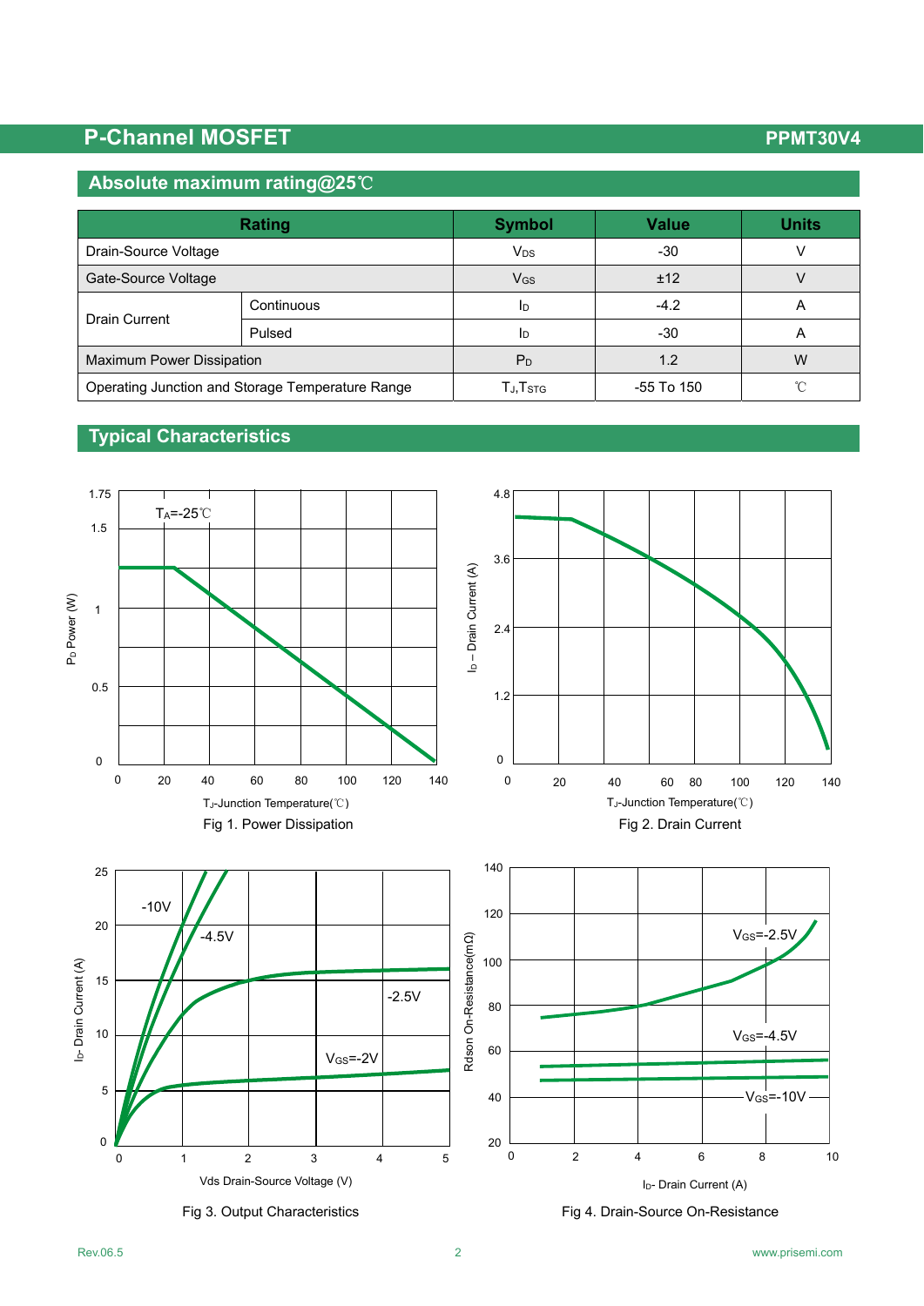## Absolute maximum rating@25℃

| Rating | | Symbol | Value | Units |
|---|---|---|---|---|
| Drain-Source Voltage | | $V_{DS}$ | -30 | V |
| Gate-Source Voltage | | $V_{GS}$ | ±12 | V |
| Drain Current | Continuous | $I_D$ | -4.2 | A |
| | Pulsed | $I_D$ | -30 | A |
| Maximum Power Dissipation | | $P_D$ | 1.2 | W |
| Operating Junction and Storage Temperature Range | | $T_J$,$T_{STG}$ | -55 To 150 | ℃ |

## Typical Characteristics

Fig 1. Power Dissipation

Fig 2. Drain Current

Fig 3. Output Characteristics

Fig 4. Drain-Source On-Resistance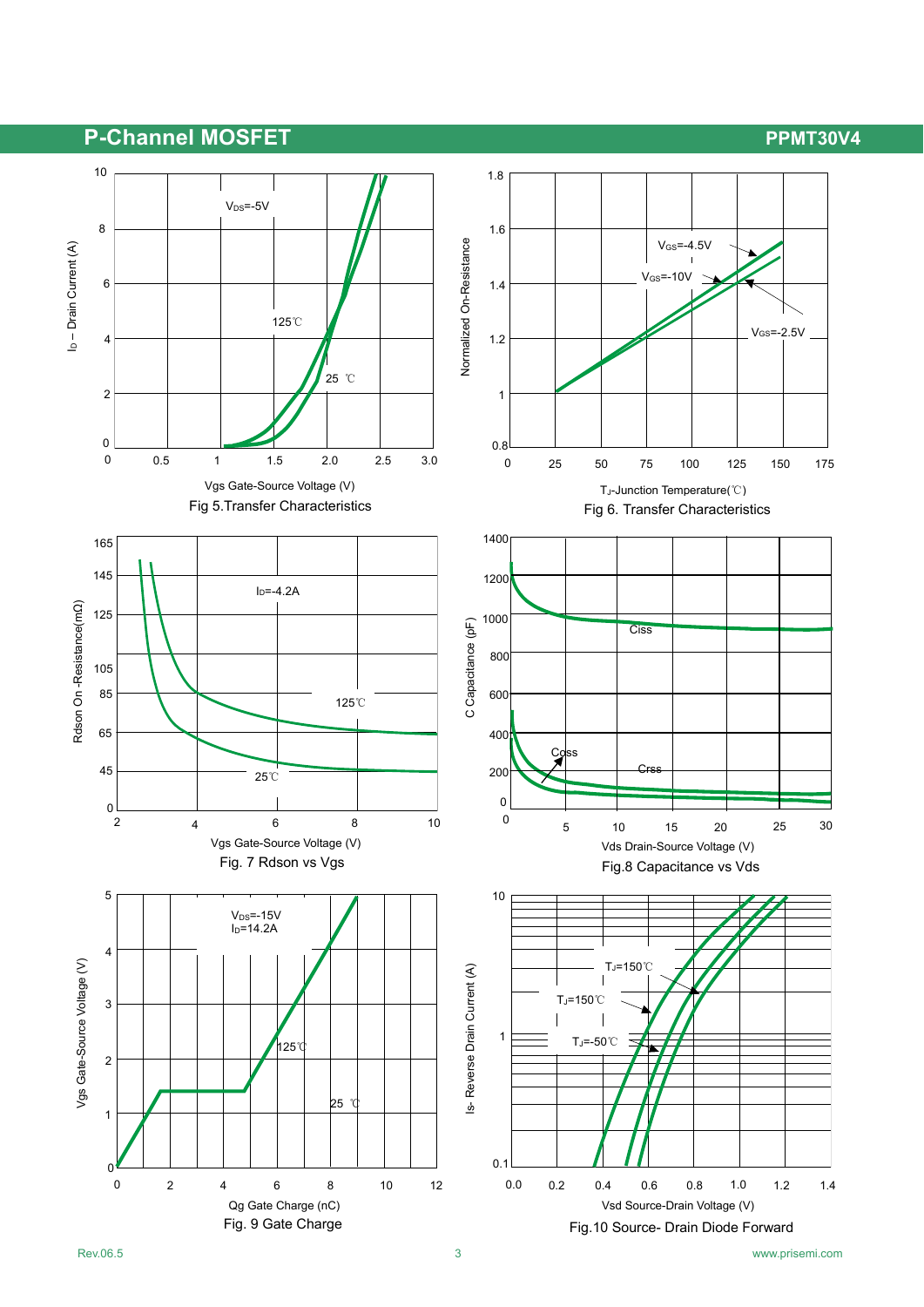## P-Channel MOSFET

**PPMT30V4**

$V_{DS}$=-5V

125℃

25 ℃

$I_D$ – Drain Current (A)

Vgs Gate-Source Voltage (V)

Fig 5.Transfer Characteristics

$V_{GS}$=-4.5V

$V_{GS}$=-10V

$V_{GS}$=-2.5V

Normalized On-Resistance

$T_J$-Junction Temperature(℃)

Fig 6. Transfer Characteristics

$I_D$=-4.2A

125℃

25℃

Rdson On -Resistance(mΩ)

Vgs Gate-Source Voltage (V)

Fig. 7 Rdson vs Vgs

Ciss

Coss

Crss

C Capacitance (pF)

Vds Drain-Source Voltage (V)

Fig.8 Capacitance vs Vds

$V_{DS}$=-15V
$I_D$=14.2A

125℃

25 ℃

Vgs Gate-Source Voltage (V)

Qg Gate Charge (nC)

Fig. 9 Gate Charge

$T_J$=150℃

$T_J$=150℃

$T_J$=-50℃

Is- Reverse Drain Current (A)

Vsd Source-Drain Voltage (V)

Fig.10 Source- Drain Diode Forward

Rev.06.5

www.prisemi.com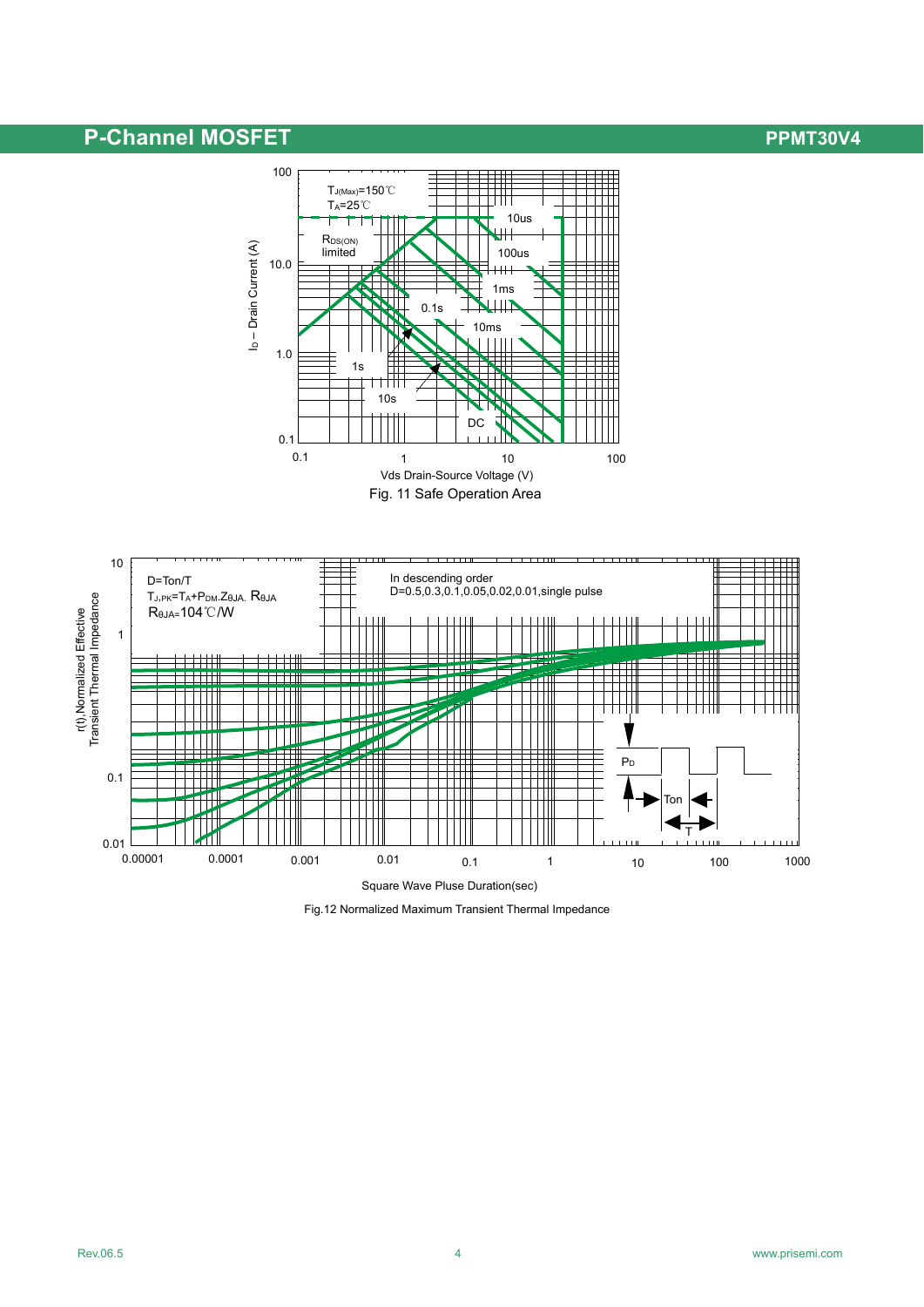Fig. 11 Safe Operation Area

Fig.12 Normalized Maximum Transient Thermal Impedance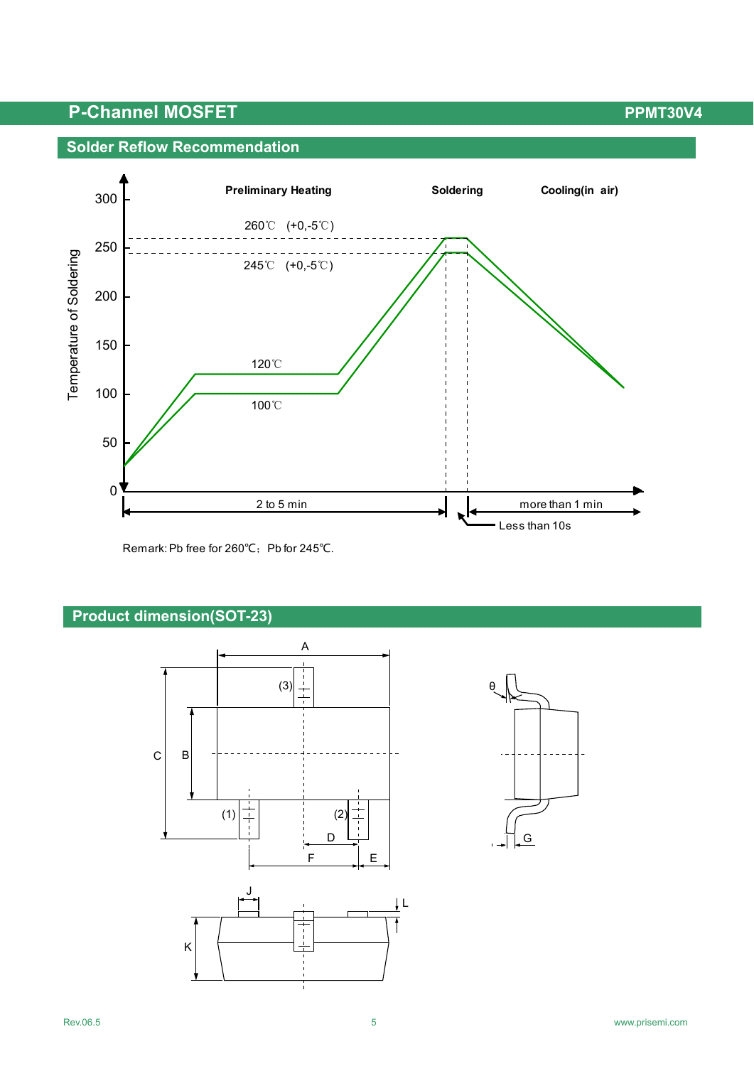## Solder Reflow Recommendation

Remark: Pb free for 260℃；Pb for 245℃.

## Product dimension(SOT-23)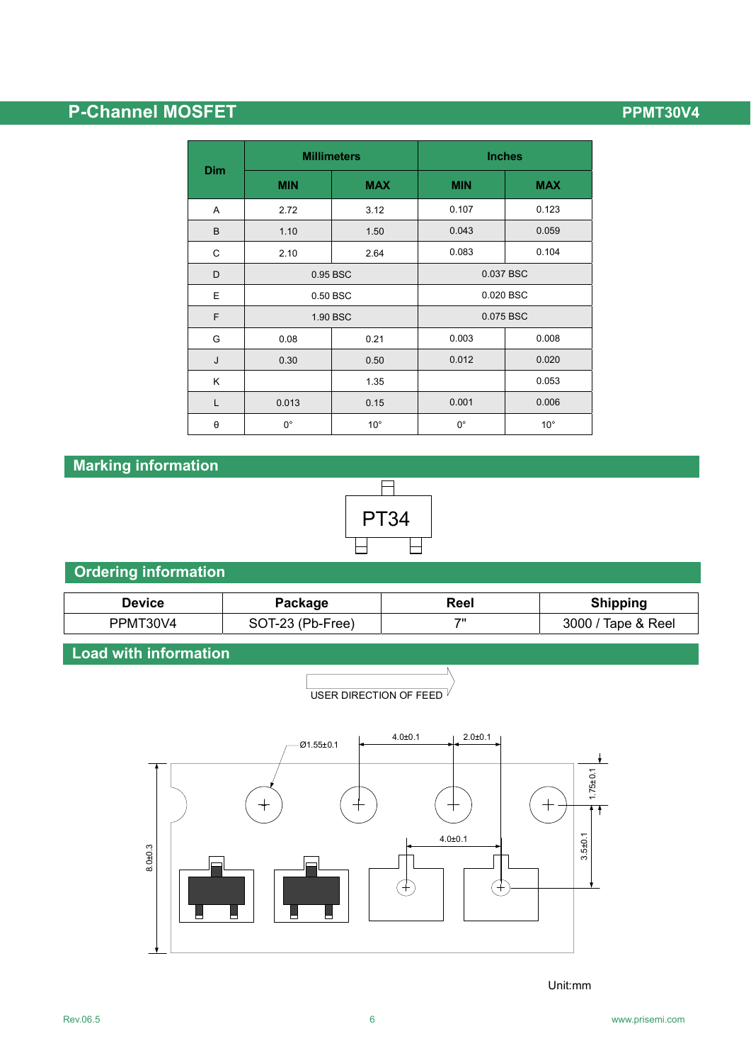| Dim | Millimeters | | Inches | |
|---|---|---|---|---|
| | MIN | MAX | MIN | MAX |
| A | 2.72 | 3.12 | 0.107 | 0.123 |
| B | 1.10 | 1.50 | 0.043 | 0.059 |
| C | 2.10 | 2.64 | 0.083 | 0.104 |
| D | 0.95 BSC | | 0.037 BSC | |
| E | 0.50 BSC | | 0.020 BSC | |
| F | 1.90 BSC | | 0.075 BSC | |
| G | 0.08 | 0.21 | 0.003 | 0.008 |
| J | 0.30 | 0.50 | 0.012 | 0.020 |
| K | | 1.35 | | 0.053 |
| L | 0.013 | 0.15 | 0.001 | 0.006 |
| θ | 0° | 10° | 0° | 10° |

## Marking information

PT34

## Ordering information

| Device | Package | Reel | Shipping |
|---|---|---|---|
| PPMT30V4 | SOT-23 (Pb-Free) | 7" | 3000 / Tape & Reel |

## Load with information

USER DIRECTION OF FEED

Ø1.55±0.1

4.0±0.1

2.0±0.1

1.75±0.1

4.0±0.1

3.5±0.1

8.0±0.3

Unit:mm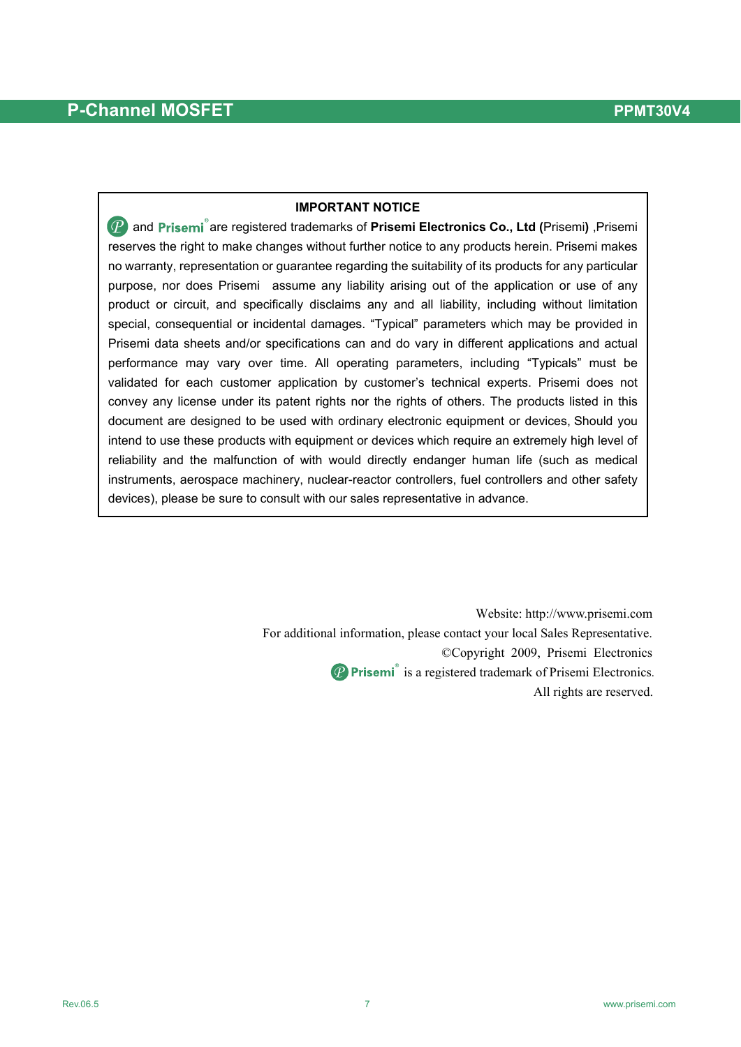## IMPORTANT NOTICE

and **Prisemi**® are registered trademarks of **Prisemi Electronics Co., Ltd (**Prisemi**)** ,Prisemi reserves the right to make changes without further notice to any products herein. Prisemi makes no warranty, representation or guarantee regarding the suitability of its products for any particular purpose, nor does Prisemi assume any liability arising out of the application or use of any product or circuit, and specifically disclaims any and all liability, including without limitation special, consequential or incidental damages. "Typical" parameters which may be provided in Prisemi data sheets and/or specifications can and do vary in different applications and actual performance may vary over time. All operating parameters, including "Typicals" must be validated for each customer application by customer's technical experts. Prisemi does not convey any license under its patent rights nor the rights of others. The products listed in this document are designed to be used with ordinary electronic equipment or devices, Should you intend to use these products with equipment or devices which require an extremely high level of reliability and the malfunction of with would directly endanger human life (such as medical instruments, aerospace machinery, nuclear-reactor controllers, fuel controllers and other safety devices), please be sure to consult with our sales representative in advance.

Website: http://www.prisemi.com

For additional information, please contact your local Sales Representative.

©Copyright 2009, Prisemi Electronics

**Prisemi**® is a registered trademark of Prisemi Electronics.

All rights are reserved.